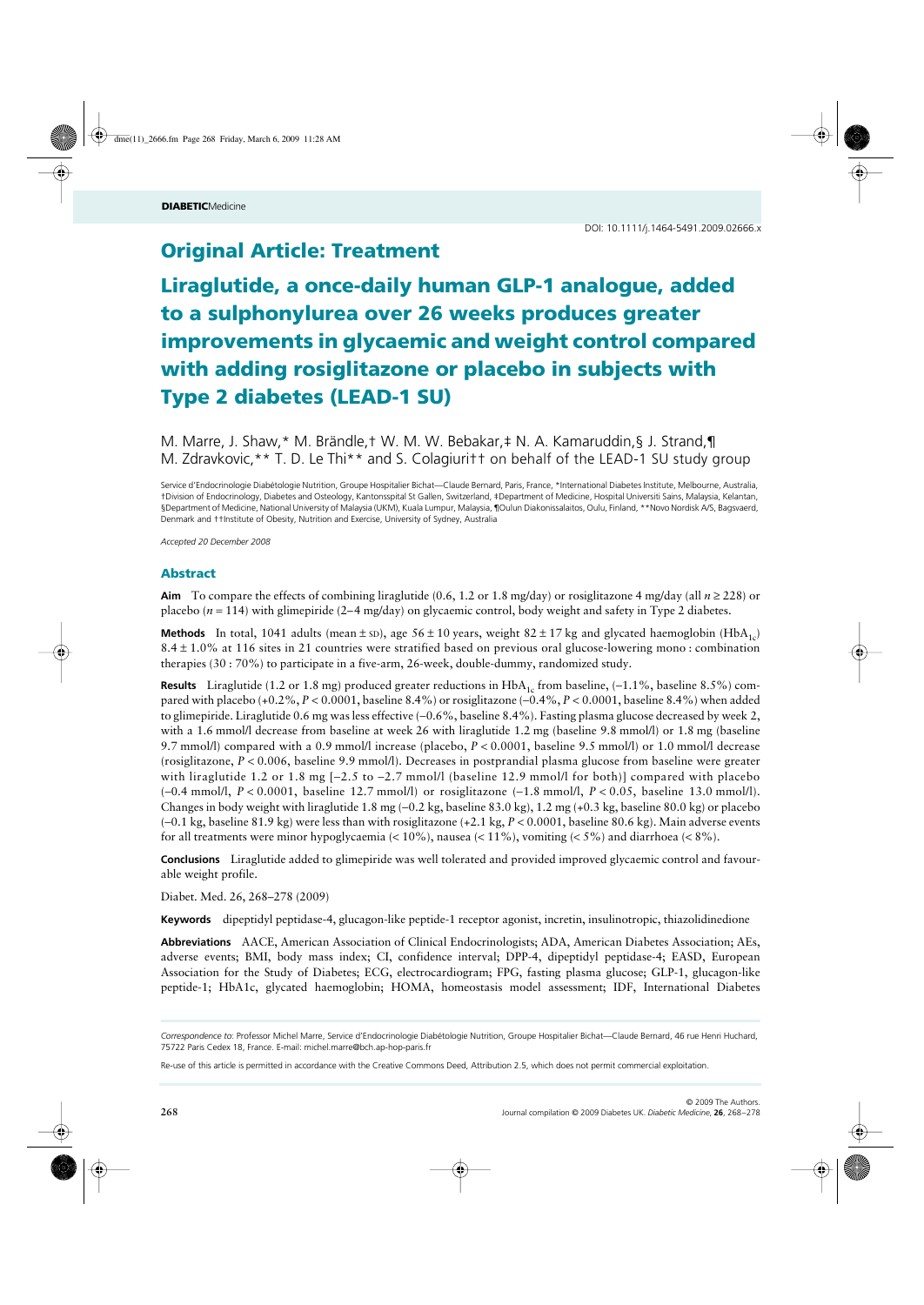DOI: 10.1111/j.1464-5491.2009.02666.x

# Original Article: Treatment

# Liraglutide, a once-daily human GLP-1 analogue, added to a sulphonylurea over 26 weeks produces greater improvements in glycaemic and weight control compared with adding rosiglitazone or placebo in subjects with Type 2 diabetes (LEAD-1 SU)

M. Marre, J. Shaw,* M. Brändle,† W. M. W. Bebakar,‡ N. A. Kamaruddin,§ J. Strand,¶ M. Zdravkovic,** T. D. Le Thi** and S. Colagiuri†† on behalf of the LEAD-1 SU study group

Service d'Endocrinologie Diabétologie Nutrition, Groupe Hospitalier Bichat—Claude Bernard, Paris, France, *International Diabetes Institute, Melbourne, Australia, †Division of Endocrinology, Diabetes and Osteology, Kantonsspital St Gallen, Switzerland, ‡Department of Medicine, Hospital Universiti Sains, Malaysia, Kelantan, §Department of Medicine, National University of Malaysia (UKM), Kuala Lumpur, Malaysia, ¶Oulun Diakonissalaitos, Oulu, Finland, **Novo Nordisk A/S, Bagsvaerd, Denmark and ††Institute of Obesity, Nutrition and Exercise, University of Sydney, Australia

*Accepted 20 December 2008*

## Abstract

**Aim** To compare the effects of combining liraglutide (0.6, 1.2 or 1.8 mg/day) or rosiglitazone 4 mg/day (all $n \geq 228$) or placebo ($n = 114$) with glimepiride (2–4 mg/day) on glycaemic control, body weight and safety in Type 2 diabetes.

**Methods** In total, 1041 adults (mean ± SD), age $56 \pm 10$ years, weight $82 \pm 17$ kg and glycated haemoglobin ($HbA_{1c}$) $8.4 \pm 1.0\%$ at 116 sites in 21 countries were stratified based on previous oral glucose-lowering mono : combination therapies (30 : 70%) to participate in a five-arm, 26-week, double-dummy, randomized study.

**Results** Liraglutide (1.2 or 1.8 mg) produced greater reductions in $HbA_{1c}$ from baseline, (–1.1%, baseline 8.5%) compared with placebo (+0.2%, $P < 0.0001$, baseline 8.4%) or rosiglitazone (–0.4%, $P < 0.0001$, baseline 8.4%) when added to glimepiride. Liraglutide 0.6 mg was less effective (–0.6%, baseline 8.4%). Fasting plasma glucose decreased by week 2, with a 1.6 mmol/l decrease from baseline at week 26 with liraglutide 1.2 mg (baseline 9.8 mmol/l) or 1.8 mg (baseline 9.7 mmol/l) compared with a 0.9 mmol/l increase (placebo, $P < 0.0001$, baseline 9.5 mmol/l) or 1.0 mmol/l decrease (rosiglitazone, $P < 0.006$, baseline 9.9 mmol/l). Decreases in postprandial plasma glucose from baseline were greater with liraglutide 1.2 or 1.8 mg [–2.5 to –2.7 mmol/l (baseline 12.9 mmol/l for both)] compared with placebo (–0.4 mmol/l, $P < 0.0001$, baseline 12.7 mmol/l) or rosiglitazone (–1.8 mmol/l, $P < 0.05$, baseline 13.0 mmol/l). Changes in body weight with liraglutide 1.8 mg (–0.2 kg, baseline 83.0 kg), 1.2 mg (+0.3 kg, baseline 80.0 kg) or placebo (–0.1 kg, baseline 81.9 kg) were less than with rosiglitazone (+2.1 kg, $P < 0.0001$, baseline 80.6 kg). Main adverse events for all treatments were minor hypoglycaemia (< 10%), nausea (< 11%), vomiting (< 5%) and diarrhoea (< 8%).

**Conclusions** Liraglutide added to glimepiride was well tolerated and provided improved glycaemic control and favourable weight profile.

Diabet. Med. 26, 268–278 (2009)

**Keywords** dipeptidyl peptidase-4, glucagon-like peptide-1 receptor agonist, incretin, insulinotropic, thiazolidinedione

**Abbreviations** AACE, American Association of Clinical Endocrinologists; ADA, American Diabetes Association; AEs, adverse events; BMI, body mass index; CI, confidence interval; DPP-4, dipeptidyl peptidase-4; EASD, European Association for the Study of Diabetes; ECG, electrocardiogram; FPG, fasting plasma glucose; GLP-1, glucagon-like peptide-1; HbA1c, glycated haemoglobin; HOMA, homeostasis model assessment; IDF, International Diabetes

*Correspondence to*: Professor Michel Marre, Service d'Endocrinologie Diabétologie Nutrition, Groupe Hospitalier Bichat—Claude Bernard, 46 rue Henri Huchard, 75722 Paris Cedex 18, France. E-mail: michel.marre@bch.ap-hop-paris.fr

Re-use of this article is permitted in accordance with the Creative Commons Deed, Attribution 2.5, which does not permit commercial exploitation.

© 2009 The Authors.
Journal compilation © 2009 Diabetes UK. *Diabetic Medicine*, **26**, 268–278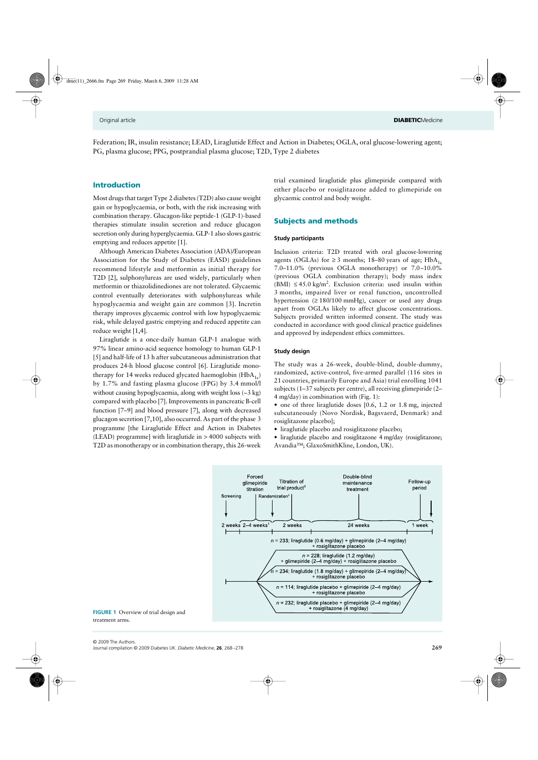Federation; IR, insulin resistance; LEAD, Liraglutide Effect and Action in Diabetes; OGLA, oral glucose-lowering agent; PG, plasma glucose; PPG, postprandial plasma glucose; T2D, Type 2 diabetes

## Introduction

Most drugs that target Type 2 diabetes (T2D) also cause weight gain or hypoglycaemia, or both, with the risk increasing with combination therapy. Glucagon-like peptide-1 (GLP-1)-based therapies stimulate insulin secretion and reduce glucagon secretion only during hyperglycaemia. GLP-1 also slows gastric emptying and reduces appetite [1].

Although American Diabetes Association (ADA)/European Association for the Study of Diabetes (EASD) guidelines recommend lifestyle and metformin as initial therapy for T2D [2], sulphonylureas are used widely, particularly when metformin or thiazolidinediones are not tolerated. Glycaemic control eventually deteriorates with sulphonylureas while hypoglycaemia and weight gain are common [3]. Incretin therapy improves glycaemic control with low hypoglycaemic risk, while delayed gastric emptying and reduced appetite can reduce weight [1,4].

Liraglutide is a once-daily human GLP-1 analogue with 97% linear amino-acid sequence homology to human GLP-1 [5] and half-life of 13 h after subcutaneous administration that produces 24-h blood glucose control [6]. Liraglutide monotherapy for 14 weeks reduced glycated haemoglobin ($HbA_{1c}$) by 1.7% and fasting plasma glucose (FPG) by 3.4 mmol/l without causing hypoglycaemia, along with weight loss (~3 kg) compared with placebo [7]. Improvements in pancreatic B-cell function [7–9] and blood pressure [7], along with decreased glucagon secretion [7,10], also occurred. As part of the phase 3 programme [the Liraglutide Effect and Action in Diabetes (LEAD) programme] with liraglutide in > 4000 subjects with T2D as monotherapy or in combination therapy, this 26-week trial examined liraglutide plus glimepiride compared with either placebo or rosiglitazone added to glimepiride on glycaemic control and body weight.

## Subjects and methods

### Study participants

Inclusion criteria: T2D treated with oral glucose-lowering agents (OGLAs) for ≥ 3 months; 18–80 years of age; $HbA_{1c}$ 7.0–11.0% (previous OGLA monotherapy) or 7.0–10.0% (previous OGLA combination therapy); body mass index (BMI) ≤ 45.0 kg/m². Exclusion criteria: used insulin within 3 months, impaired liver or renal function, uncontrolled hypertension (≥ 180/100 mmHg), cancer or used any drugs apart from OGLAs likely to affect glucose concentrations. Subjects provided written informed consent. The study was conducted in accordance with good clinical practice guidelines and approved by independent ethics committees.

### Study design

The study was a 26-week, double-blind, double-dummy, randomized, active-control, five-armed parallel (116 sites in 21 countries, primarily Europe and Asia) trial enrolling 1041 subjects (1–37 subjects per centre), all receiving glimepiride (2–4 mg/day) in combination with (Fig. 1):

- one of three liraglutide doses [0.6, 1.2 or 1.8 mg, injected subcutaneously (Novo Nordisk, Bagsvaerd, Denmark) and rosiglitazone placebo];
- liraglutide placebo and rosiglitazone placebo;
- liraglutide placebo and rosiglitazone 4 mg/day (rosiglitazone; Avandia™; GlaxoSmithKline, London, UK).

Screening | Forced glimepiride titration | Randomization[2] | Titration of trial product[3] | Double-blind maintenance treatment | Follow-up period

2 weeks | 2–4 weeks[1] | 2 weeks | 24 weeks | 1 week

- $n$ = 233; liraglutide (0.6 mg/day) + glimepiride (2–4 mg/day) + rosiglitazone placebo
- $n$ = 228; liraglutide (1.2 mg/day) + glimepiride (2–4 mg/day) + rosiglitazone placebo
- $n$ = 234; liraglutide (1.8 mg/day) + glimepiride (2–4 mg/day) + rosiglitazone placebo
- $n$ = 114; liraglutide placebo + glimepiride (2–4 mg/day) + rosiglitazone placebo
- $n$ = 232; liraglutide placebo + glimepiride (2–4 mg/day) + rosiglitazone (4 mg/day)

**FIGURE 1** Overview of trial design and treatment arms.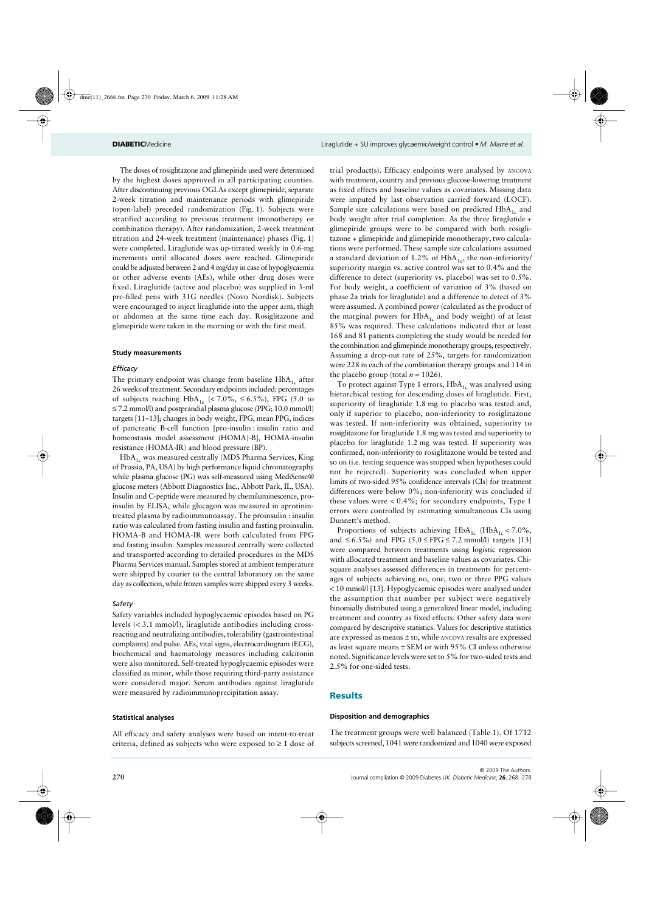The doses of rosiglitazone and glimepiride used were determined by the highest doses approved in all participating counties. After discontinuing previous OGLAs except glimepiride, separate 2-week titration and maintenance periods with glimepiride (open-label) preceded randomization (Fig. 1). Subjects were stratified according to previous treatment (monotherapy or combination therapy). After randomization, 2-week treatment titration and 24-week treatment (maintenance) phases (Fig. 1) were completed. Liraglutide was up-titrated weekly in 0.6-mg increments until allocated doses were reached. Glimepiride could be adjusted between 2 and 4 mg/day in case of hypoglycaemia or other adverse events (AEs), while other drug doses were fixed. Liraglutide (active and placebo) was supplied in 3-ml pre-filled pens with 31G needles (Novo Nordisk). Subjects were encouraged to inject liraglutide into the upper arm, thigh or abdomen at the same time each day. Rosiglitazone and glimepiride were taken in the morning or with the first meal.

### Study measurements

#### *Efficacy*

The primary endpoint was change from baseline $HbA_{1c}$ after 26 weeks of treatment. Secondary endpoints included: percentages of subjects reaching $HbA_{1c}$ (< 7.0%, ≤ 6.5%), FPG (5.0 to ≤ 7.2 mmol/l) and postprandial plasma glucose (PPG; 10.0 mmol/l) targets [11–13]; changes in body weight, FPG, mean PPG, indices of pancreatic B-cell function [pro-insulin : insulin ratio and homeostasis model assessment (HOMA)-B], HOMA-insulin resistance (HOMA-IR) and blood pressure (BP).

$HbA_{1c}$ was measured centrally (MDS Pharma Services, King of Prussia, PA, USA) by high performance liquid chromatography while plasma glucose (PG) was self-measured using MediSense® glucose meters (Abbott Diagnostics Inc., Abbott Park, IL, USA). Insulin and C-peptide were measured by chemiluminescence, proinsulin by ELISA, while glucagon was measured in aprotinin-treated plasma by radioimmunoassay. The proinsulin : insulin ratio was calculated from fasting insulin and fasting proinsulin. HOMA-B and HOMA-IR were both calculated from FPG and fasting insulin. Samples measured centrally were collected and transported according to detailed procedures in the MDS Pharma Services manual. Samples stored at ambient temperature were shipped by courier to the central laboratory on the same day as collection, while frozen samples were shipped every 3 weeks.

#### *Safety*

Safety variables included hypoglycaemic episodes based on PG levels (< 3.1 mmol/l), liraglutide antibodies including cross-reacting and neutralizing antibodies, tolerability (gastrointestinal complaints) and pulse. AEs, vital signs, electrocardiogram (ECG), biochemical and haematology measures including calcitonin were also monitored. Self-treated hypoglycaemic episodes were classified as minor, while those requiring third-party assistance were considered major. Serum antibodies against liraglutide were measured by radioimmunoprecipitation assay.

### Statistical analyses

All efficacy and safety analyses were based on intent-to-treat criteria, defined as subjects who were exposed to ≥ 1 dose of trial product(s). Efficacy endpoints were analysed by ANCOVA with treatment, country and previous glucose-lowering treatment as fixed effects and baseline values as covariates. Missing data were imputed by last observation carried forward (LOCF). Sample size calculations were based on predicted $HbA_{1c}$ and body weight after trial completion. As the three liraglutide + glimepiride groups were to be compared with both rosiglitazone + glimepiride and glimepiride monotherapy, two calculations were performed. These sample size calculations assumed a standard deviation of 1.2% of $HbA_{1c}$, the non-inferiority/superiority margin vs. active control was set to 0.4% and the difference to detect (superiority vs. placebo) was set to 0.5%. For body weight, a coefficient of variation of 3% (based on phase 2a trials for liraglutide) and a difference to detect of 3% were assumed. A combined power (calculated as the product of the marginal powers for $HbA_{1c}$ and body weight) of at least 85% was required. These calculations indicated that at least 168 and 81 patients completing the study would be needed for the combination and glimepiride monotherapy groups, respectively. Assuming a drop-out rate of 25%, targets for randomization were 228 in each of the combination therapy groups and 114 in the placebo group (total $n = 1026$).

To protect against Type 1 errors, $HbA_{1c}$ was analysed using hierarchical testing for descending doses of liraglutide. First, superiority of liraglutide 1.8 mg to placebo was tested and, only if superior to placebo, non-inferiority to rosiglitazone was tested. If non-inferiority was obtained, superiority to rosiglitazone for liraglutide 1.8 mg was tested and superiority to placebo for liraglutide 1.2 mg was tested. If superiority was confirmed, non-inferiority to rosiglitazone would be tested and so on (i.e. testing sequence was stopped when hypotheses could not be rejected). Superiority was concluded when upper limits of two-sided 95% confidence intervals (CIs) for treatment differences were below 0%; non-inferiority was concluded if these values were < 0.4%; for secondary endpoints, Type 1 errors were controlled by estimating simultaneous CIs using Dunnett's method.

Proportions of subjects achieving $HbA_{1c}$ ($HbA_{1c}$ < 7.0%, and ≤ 6.5%) and FPG (5.0 ≤ FPG ≤ 7.2 mmol/l) targets [13] were compared between treatments using logistic regression with allocated treatment and baseline values as covariates. Chi-square analyses assessed differences in treatments for percentages of subjects achieving no, one, two or three PPG values < 10 mmol/l [13]. Hypoglycaemic episodes were analysed under the assumption that number per subject were negatively binomially distributed using a generalized linear model, including treatment and country as fixed effects. Other safety data were compared by descriptive statistics. Values for descriptive statistics are expressed as means ± SD, while ANCOVA results are expressed as least square means ± SEM or with 95% CI unless otherwise noted. Significance levels were set to 5% for two-sided tests and 2.5% for one-sided tests.

## Results

### Disposition and demographics

The treatment groups were well balanced (Table 1). Of 1712 subjects screened, 1041 were randomized and 1040 were exposed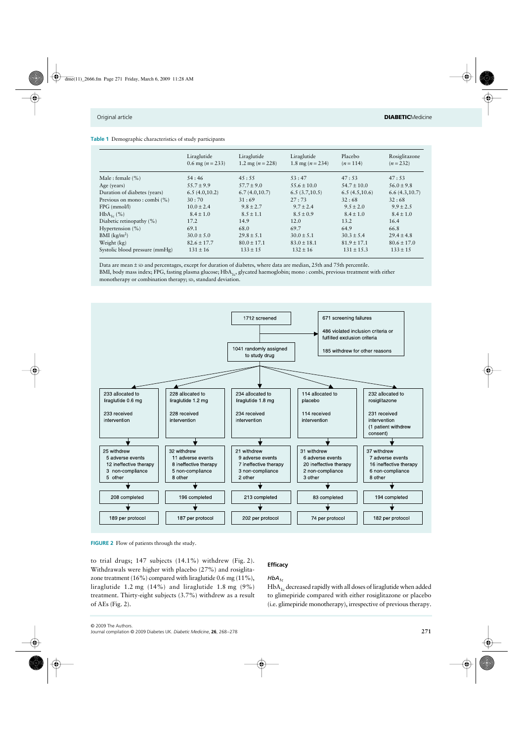**Table 1** Demographic characteristics of study participants

| | Liraglutide 0.6 mg ($n$ = 233) | Liraglutide 1.2 mg ($n$ = 228) | Liraglutide 1.8 mg ($n$ = 234) | Placebo ($n$ = 114) | Rosiglitazone ($n$ = 232) |
|---|---|---|---|---|---|
| Male : female (%) | 54 : 46 | 45 : 55 | 53 : 47 | 47 : 53 | 47 : 53 |
| Age (years) | 55.7 ± 9.9 | 57.7 ± 9.0 | 55.6 ± 10.0 | 54.7 ± 10.0 | 56.0 ± 9.8 |
| Duration of diabetes (years) | 6.5 (4.0,10.2) | 6.7 (4.0,10.7) | 6.5 (3.7,10.5) | 6.5 (4.5,10.6) | 6.6 (4.3,10.7) |
| Previous on mono : combi (%) | 30 : 70 | 31 : 69 | 27 : 73 | 32 : 68 | 32 : 68 |
| FPG (mmol/l) | 10.0 ± 2.4 | 9.8 ± 2.7 | 9.7 ± 2.4 | 9.5 ± 2.0 | 9.9 ± 2.5 |
| $HbA_{1c}$ (%) | 8.4 ± 1.0 | 8.5 ± 1.1 | 8.5 ± 0.9 | 8.4 ± 1.0 | 8.4 ± 1.0 |
| Diabetic retinopathy (%) | 17.2 | 14.9 | 12.0 | 13.2 | 16.4 |
| Hypertension (%) | 69.1 | 68.0 | 69.7 | 64.9 | 66.8 |
| BMI (kg/m$^2$) | 30.0 ± 5.0 | 29.8 ± 5.1 | 30.0 ± 5.1 | 30.3 ± 5.4 | 29.4 ± 4.8 |
| Weight (kg) | 82.6 ± 17.7 | 80.0 ± 17.1 | 83.0 ± 18.1 | 81.9 ± 17.1 | 80.6 ± 17.0 |
| Systolic blood pressure (mmHg) | 131 ± 16 | 133 ± 15 | 132 ± 16 | 131 ± 15.3 | 133 ± 15 |

Data are mean ± SD and percentages, except for duration of diabetes, where data are median, 25th and 75th percentile.
BMI, body mass index; FPG, fasting plasma glucose; $HbA_{1c}$, glycated haemoglobin; mono : combi, previous treatment with either monotherapy or combination therapy; SD, standard deviation.

1712 screened

671 screening failures
486 violated inclusion criteria or fulfilled exclusion criteria
185 withdrew for other reasons

1041 randomly assigned to study drug

| Liraglutide 0.6 mg | Liraglutide 1.2 mg | Liraglutide 1.8 mg | Placebo | Rosiglitazone |
|---|---|---|---|---|
| 233 allocated to liraglutide 0.6 mg; 233 received intervention | 228 allocated to liraglutide 1.2 mg; 228 received intervention | 234 allocated to liraglutide 1.8 mg; 234 received intervention | 114 allocated to placebo; 114 received intervention | 232 allocated to rosiglitazone; 231 received intervention (1 patient withdrew consent) |
| 25 withdrew: 5 adverse events, 12 ineffective therapy, 3 non-compliance, 5 other | 32 withdrew: 11 adverse events, 8 ineffective therapy, 5 non-compliance, 8 other | 21 withdrew: 9 adverse events, 7 ineffective therapy, 3 non-compliance, 2 other | 31 withdrew: 6 adverse events, 20 ineffective therapy, 2 non-compliance, 3 other | 37 withdrew: 7 adverse events, 16 ineffective therapy, 6 non-compliance, 8 other |
| 208 completed | 196 completed | 213 completed | 83 completed | 194 completed |
| 189 per protocol | 187 per protocol | 202 per protocol | 74 per protocol | 182 per protocol |

**FIGURE 2** Flow of patients through the study.

to trial drugs; 147 subjects (14.1%) withdrew (Fig. 2). Withdrawals were higher with placebo (27%) and rosiglitazone treatment (16%) compared with liraglutide 0.6 mg (11%), liraglutide 1.2 mg (14%) and liraglutide 1.8 mg (9%) treatment. Thirty-eight subjects (3.7%) withdrew as a result of AEs (Fig. 2).

### Efficacy

*$HbA_{1c}$*

$HbA_{1c}$ decreased rapidly with all doses of liraglutide when added to glimepiride compared with either rosiglitazone or placebo (i.e. glimepiride monotherapy), irrespective of previous therapy.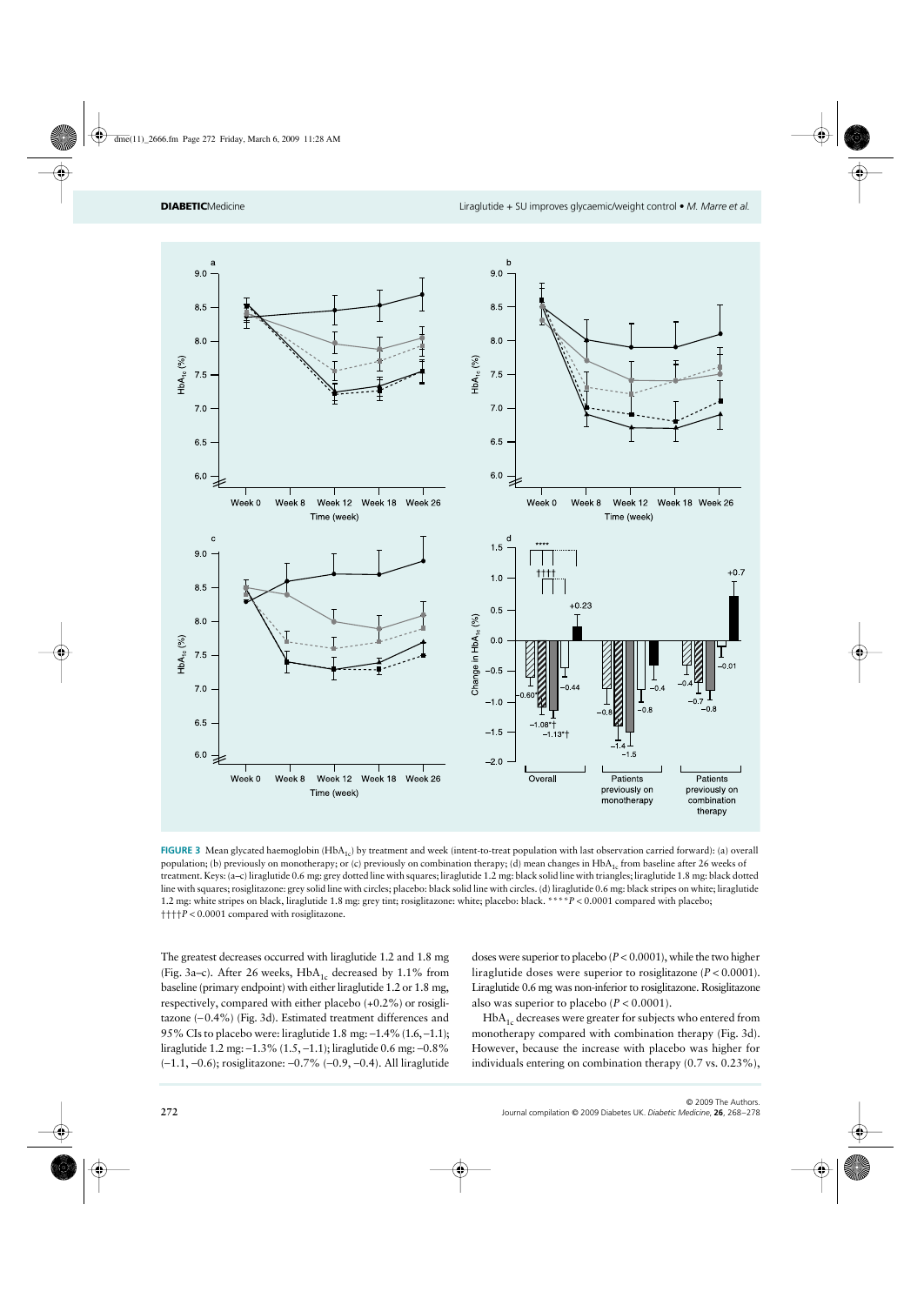**FIGURE 3** Mean glycated haemoglobin ($HbA_{1c}$) by treatment and week (intent-to-treat population with last observation carried forward): (a) overall population; (b) previously on monotherapy; or (c) previously on combination therapy; (d) mean changes in $HbA_{1c}$ from baseline after 26 weeks of treatment. Keys: (a–c) liraglutide 0.6 mg: grey dotted line with squares; liraglutide 1.2 mg: black solid line with triangles; liraglutide 1.8 mg: black dotted line with squares; rosiglitazone: grey solid line with circles; placebo: black solid line with circles. (d) liraglutide 0.6 mg: black stripes on white; liraglutide 1.2 mg: white stripes on black, liraglutide 1.8 mg: grey tint; rosiglitazone: white; placebo: black. ****$P < 0.0001$ compared with placebo; ††††$P < 0.0001$ compared with rosiglitazone.

The greatest decreases occurred with liraglutide 1.2 and 1.8 mg (Fig. 3a–c). After 26 weeks, $HbA_{1c}$ decreased by 1.1% from baseline (primary endpoint) with either liraglutide 1.2 or 1.8 mg, respectively, compared with either placebo (+0.2%) or rosiglitazone (−0.4%) (Fig. 3d). Estimated treatment differences and 95% CIs to placebo were: liraglutide 1.8 mg: −1.4% (1.6, −1.1); liraglutide 1.2 mg: −1.3% (1.5, −1.1); liraglutide 0.6 mg: −0.8% (−1.1, −0.6); rosiglitazone: −0.7% (−0.9, −0.4). All liraglutide doses were superior to placebo ($P < 0.0001$), while the two higher liraglutide doses were superior to rosiglitazone ($P < 0.0001$). Liraglutide 0.6 mg was non-inferior to rosiglitazone. Rosiglitazone also was superior to placebo ($P < 0.0001$).

$HbA_{1c}$ decreases were greater for subjects who entered from monotherapy compared with combination therapy (Fig. 3d). However, because the increase with placebo was higher for individuals entering on combination therapy (0.7 vs. 0.23%),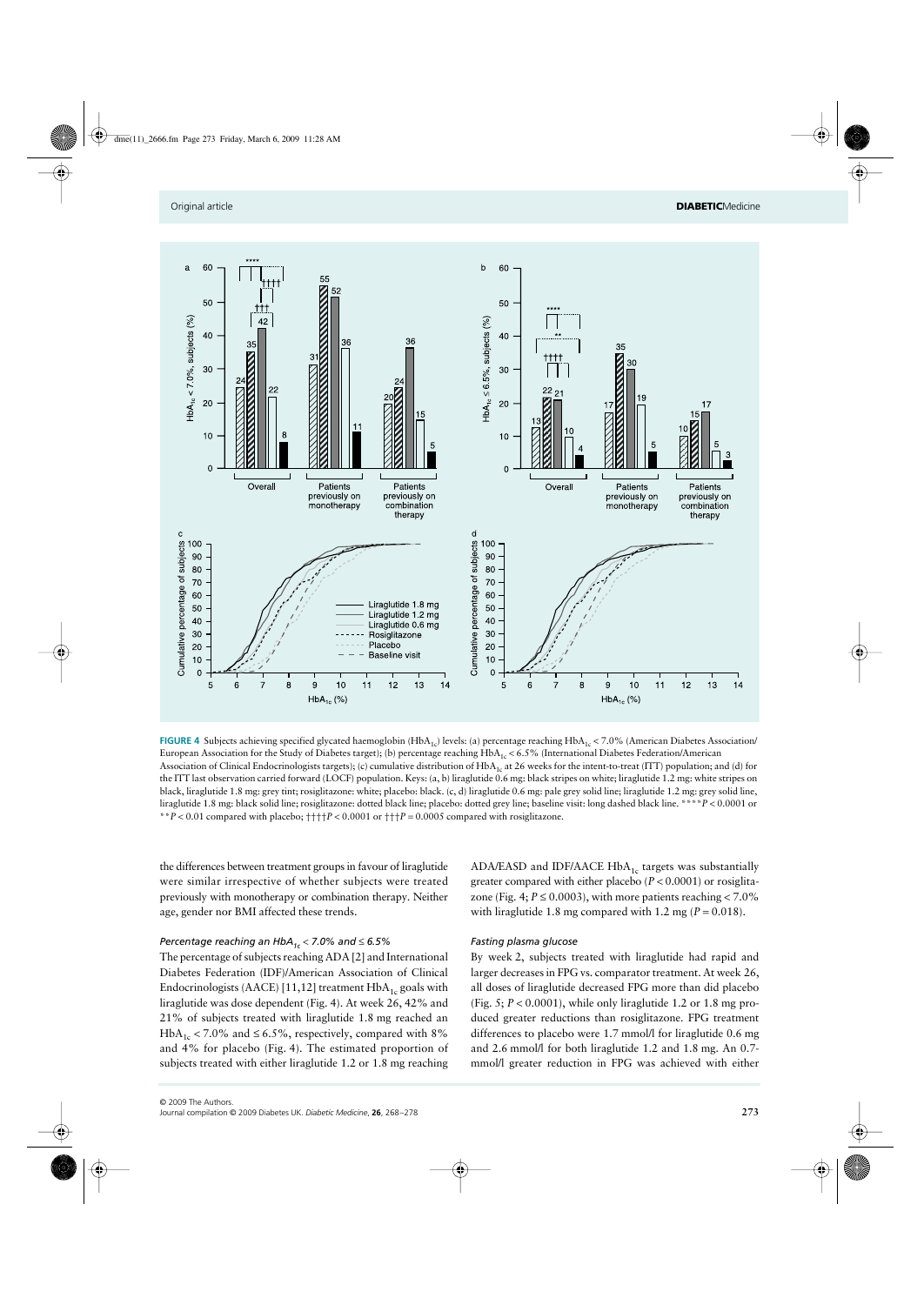FIGURE 4 Subjects achieving specified glycated haemoglobin ($HbA_{1c}$) levels: (a) percentage reaching $HbA_{1c}$ < 7.0% (American Diabetes Association/European Association for the Study of Diabetes target); (b) percentage reaching $HbA_{1c}$ < 6.5% (International Diabetes Federation/American Association of Clinical Endocrinologists targets); (c) cumulative distribution of $HbA_{1c}$ at 26 weeks for the intent-to-treat (ITT) population; and (d) for the ITT last observation carried forward (LOCF) population. Keys: (a, b) liraglutide 0.6 mg: black stripes on white; liraglutide 1.2 mg: white stripes on black, liraglutide 1.8 mg: grey tint; rosiglitazone: white; placebo: black. (c, d) liraglutide 0.6 mg: pale grey solid line; liraglutide 1.2 mg: grey solid line, liraglutide 1.8 mg: black solid line; rosiglitazone: dotted black line; placebo: dotted grey line; baseline visit: long dashed black line. ****$P$ < 0.0001 or **$P$ < 0.01 compared with placebo; ††††$P$ < 0.0001 or †††$P$ = 0.0005 compared with rosiglitazone.

the differences between treatment groups in favour of liraglutide were similar irrespective of whether subjects were treated previously with monotherapy or combination therapy. Neither age, gender nor BMI affected these trends.

### *Percentage reaching an $HbA_{1c}$ < 7.0% and ≤ 6.5%*

The percentage of subjects reaching ADA [2] and International Diabetes Federation (IDF)/American Association of Clinical Endocrinologists (AACE) [11,12] treatment $HbA_{1c}$ goals with liraglutide was dose dependent (Fig. 4). At week 26, 42% and 21% of subjects treated with liraglutide 1.8 mg reached an $HbA_{1c}$ < 7.0% and ≤ 6.5%, respectively, compared with 8% and 4% for placebo (Fig. 4). The estimated proportion of subjects treated with either liraglutide 1.2 or 1.8 mg reaching ADA/EASD and IDF/AACE $HbA_{1c}$ targets was substantially greater compared with either placebo ($P$ < 0.0001) or rosiglitazone (Fig. 4; $P$ ≤ 0.0003), with more patients reaching < 7.0% with liraglutide 1.8 mg compared with 1.2 mg ($P$ = 0.018).

### *Fasting plasma glucose*

By week 2, subjects treated with liraglutide had rapid and larger decreases in FPG vs. comparator treatment. At week 26, all doses of liraglutide decreased FPG more than did placebo (Fig. 5; $P$ < 0.0001), while only liraglutide 1.2 or 1.8 mg produced greater reductions than rosiglitazone. FPG treatment differences to placebo were 1.7 mmol/l for liraglutide 0.6 mg and 2.6 mmol/l for both liraglutide 1.2 and 1.8 mg. An 0.7-mmol/l greater reduction in FPG was achieved with either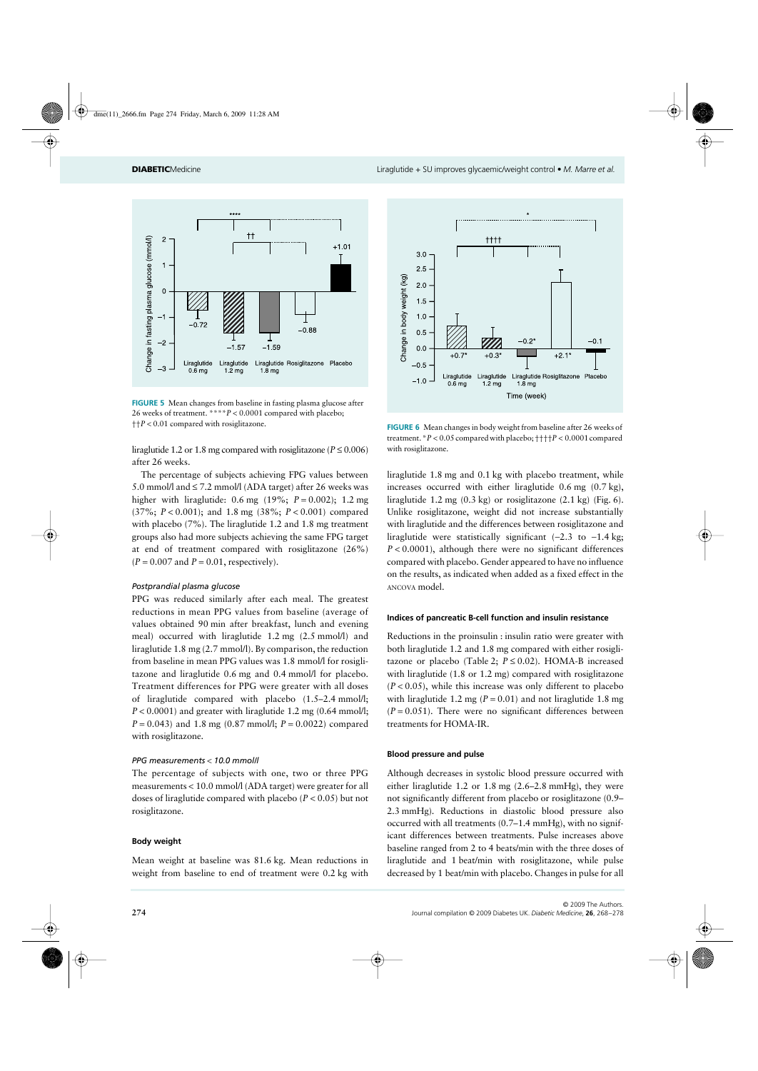FIGURE 5 Mean changes from baseline in fasting plasma glucose after 26 weeks of treatment. ****$P < 0.0001$ compared with placebo; ††$P < 0.01$ compared with rosiglitazone.

FIGURE 6 Mean changes in body weight from baseline after 26 weeks of treatment. *$P < 0.05$ compared with placebo; ††††$P < 0.0001$ compared with rosiglitazone.

liraglutide 1.2 or 1.8 mg compared with rosiglitazone ($P \leq 0.006$) after 26 weeks.

The percentage of subjects achieving FPG values between 5.0 mmol/l and ≤ 7.2 mmol/l (ADA target) after 26 weeks was higher with liraglutide: 0.6 mg (19%; $P = 0.002$); 1.2 mg (37%; $P < 0.001$); and 1.8 mg (38%; $P < 0.001$) compared with placebo (7%). The liraglutide 1.2 and 1.8 mg treatment groups also had more subjects achieving the same FPG target at end of treatment compared with rosiglitazone (26%) ($P = 0.007$ and $P = 0.01$, respectively).

#### *Postprandial plasma glucose*

PPG was reduced similarly after each meal. The greatest reductions in mean PPG values from baseline (average of values obtained 90 min after breakfast, lunch and evening meal) occurred with liraglutide 1.2 mg (2.5 mmol/l) and liraglutide 1.8 mg (2.7 mmol/l). By comparison, the reduction from baseline in mean PPG values was 1.8 mmol/l for rosiglitazone and liraglutide 0.6 mg and 0.4 mmol/l for placebo. Treatment differences for PPG were greater with all doses of liraglutide compared with placebo (1.5–2.4 mmol/l; $P < 0.0001$) and greater with liraglutide 1.2 mg (0.64 mmol/l; $P = 0.043$) and 1.8 mg (0.87 mmol/l; $P = 0.0022$) compared with rosiglitazone.

#### *PPG measurements < 10.0 mmol/l*

The percentage of subjects with one, two or three PPG measurements < 10.0 mmol/l (ADA target) were greater for all doses of liraglutide compared with placebo ($P < 0.05$) but not rosiglitazone.

### Body weight

Mean weight at baseline was 81.6 kg. Mean reductions in weight from baseline to end of treatment were 0.2 kg with liraglutide 1.8 mg and 0.1 kg with placebo treatment, while increases occurred with either liraglutide 0.6 mg (0.7 kg), liraglutide 1.2 mg (0.3 kg) or rosiglitazone (2.1 kg) (Fig. 6). Unlike rosiglitazone, weight did not increase substantially with liraglutide and the differences between rosiglitazone and liraglutide were statistically significant (−2.3 to −1.4 kg; $P < 0.0001$), although there were no significant differences compared with placebo. Gender appeared to have no influence on the results, as indicated when added as a fixed effect in the ANCOVA model.

### Indices of pancreatic B-cell function and insulin resistance

Reductions in the proinsulin : insulin ratio were greater with both liraglutide 1.2 and 1.8 mg compared with either rosiglitazone or placebo (Table 2; $P \leq 0.02$). HOMA-B increased with liraglutide (1.8 or 1.2 mg) compared with rosiglitazone ($P < 0.05$), while this increase was only different to placebo with liraglutide 1.2 mg ($P = 0.01$) and not liraglutide 1.8 mg ($P = 0.051$). There were no significant differences between treatments for HOMA-IR.

### Blood pressure and pulse

Although decreases in systolic blood pressure occurred with either liraglutide 1.2 or 1.8 mg (2.6–2.8 mmHg), they were not significantly different from placebo or rosiglitazone (0.9–2.3 mmHg). Reductions in diastolic blood pressure also occurred with all treatments (0.7–1.4 mmHg), with no significant differences between treatments. Pulse increases above baseline ranged from 2 to 4 beats/min with the three doses of liraglutide and 1 beat/min with rosiglitazone, while pulse decreased by 1 beat/min with placebo. Changes in pulse for all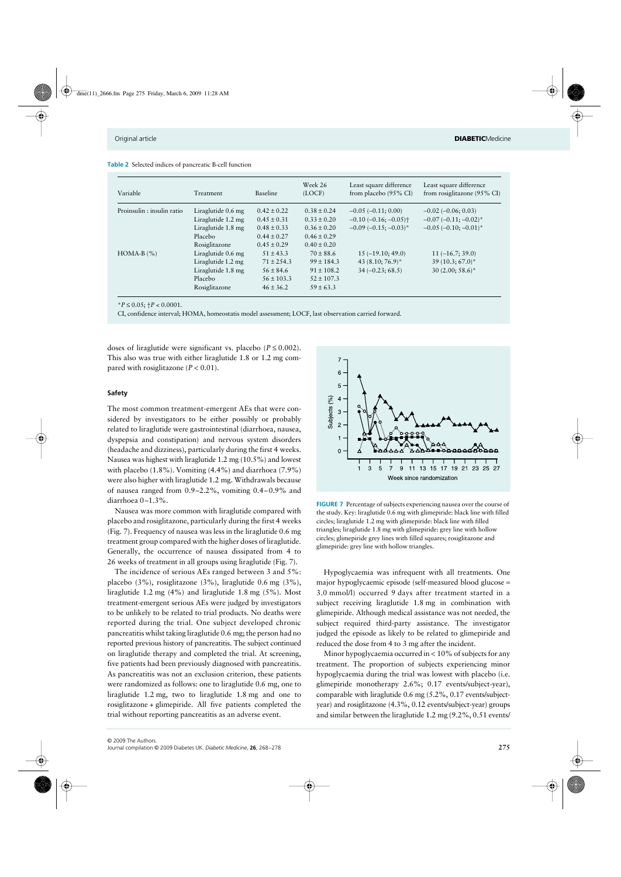**Table 2** Selected indices of pancreatic B-cell function

| Variable | Treatment | Baseline | Week 26 (LOCF) | Least square difference from placebo (95% CI) | Least square difference from rosiglitazone (95% CI) |
|---|---|---|---|---|---|
| Proinsulin : insulin ratio | Liraglutide 0.6 mg | 0.42 ± 0.22 | 0.38 ± 0.24 | −0.05 (−0.11; 0.00) | −0.02 (−0.06; 0.03) |
| | Liraglutide 1.2 mg | 0.45 ± 0.31 | 0.33 ± 0.20 | −0.10 (−0.16; −0.05)† | −0.07 (−0.11; −0.02)* |
| | Liraglutide 1.8 mg | 0.48 ± 0.33 | 0.36 ± 0.20 | −0.09 (−0.15; −0.03)* | −0.05 (−0.10; −0.01)* |
| | Placebo | 0.44 ± 0.27 | 0.46 ± 0.29 | | |
| | Rosiglitazone | 0.45 ± 0.29 | 0.40 ± 0.20 | | |
| HOMA-B (%) | Liraglutide 0.6 mg | 51 ± 43.3 | 70 ± 88.6 | 15 (−19.10; 49.0) | 11 (−16.7; 39.0) |
| | Liraglutide 1.2 mg | 71 ± 254.3 | 99 ± 184.3 | 43 (8.10; 76.9)* | 39 (10.3; 67.0)* |
| | Liraglutide 1.8 mg | 56 ± 84.6 | 91 ± 108.2 | 34 (−0.23; 68.5) | 30 (2.00; 58.6)* |
| | Placebo | 56 ± 103.3 | 52 ± 107.3 | | |
| | Rosiglitazone | 46 ± 36.2 | 59 ± 63.3 | | |

*$P \leq 0.05$; †$P < 0.0001$.

CI, confidence interval; HOMA, homeostatis model assessment; LOCF, last observation carried forward.

doses of liraglutide were significant vs. placebo ($P \leq 0.002$). This also was true with either liraglutide 1.8 or 1.2 mg compared with rosiglitazone ($P < 0.01$).

### Safety

The most common treatment-emergent AEs that were considered by investigators to be either possibly or probably related to liraglutide were gastrointestinal (diarrhoea, nausea, dyspepsia and constipation) and nervous system disorders (headache and dizziness), particularly during the first 4 weeks. Nausea was highest with liraglutide 1.2 mg (10.5%) and lowest with placebo (1.8%). Vomiting (4.4%) and diarrhoea (7.9%) were also higher with liraglutide 1.2 mg. Withdrawals because of nausea ranged from 0.9–2.2%, vomiting 0.4–0.9% and diarrhoea 0–1.3%.

Nausea was more common with liraglutide compared with placebo and rosiglitazone, particularly during the first 4 weeks (Fig. 7). Frequency of nausea was less in the liraglutide 0.6 mg treatment group compared with the higher doses of liraglutide. Generally, the occurrence of nausea dissipated from 4 to 26 weeks of treatment in all groups using liraglutide (Fig. 7).

The incidence of serious AEs ranged between 3 and 5%: placebo (3%), rosiglitazone (3%), liraglutide 0.6 mg (3%), liraglutide 1.2 mg (4%) and liraglutide 1.8 mg (5%). Most treatment-emergent serious AEs were judged by investigators to be unlikely to be related to trial products. No deaths were reported during the trial. One subject developed chronic pancreatitis whilst taking liraglutide 0.6 mg; the person had no reported previous history of pancreatitis. The subject continued on liraglutide therapy and completed the trial. At screening, five patients had been previously diagnosed with pancreatitis. As pancreatitis was not an exclusion criterion, these patients were randomized as follows: one to liraglutide 0.6 mg, one to liraglutide 1.2 mg, two to liraglutide 1.8 mg and one to rosiglitazone + glimepiride. All five patients completed the trial without reporting pancreatitis as an adverse event.

**FIGURE 7** Percentage of subjects experiencing nausea over the course of the study. Key: liraglutide 0.6 mg with glimepiride: black line with filled circles; liraglutide 1.2 mg with glimepiride: black line with filled triangles; liraglutide 1.8 mg with glimepiride: grey line with hollow circles; glimepiride grey lines with filled squares; rosiglitazone and glimepiride: grey line with hollow triangles.

Hypoglycaemia was infrequent with all treatments. One major hypoglycaemic episode (self-measured blood glucose = 3.0 mmol/l) occurred 9 days after treatment started in a subject receiving liraglutide 1.8 mg in combination with glimepiride. Although medical assistance was not needed, the subject required third-party assistance. The investigator judged the episode as likely to be related to glimepiride and reduced the dose from 4 to 3 mg after the incident.

Minor hypoglycaemia occurred in < 10% of subjects for any treatment. The proportion of subjects experiencing minor hypoglycaemia during the trial was lowest with placebo (i.e. glimepiride monotherapy 2.6%; 0.17 events/subject-year), comparable with liraglutide 0.6 mg (5.2%, 0.17 events/subject-year) and rosiglitazone (4.3%, 0.12 events/subject-year) groups and similar between the liraglutide 1.2 mg (9.2%, 0.51 events/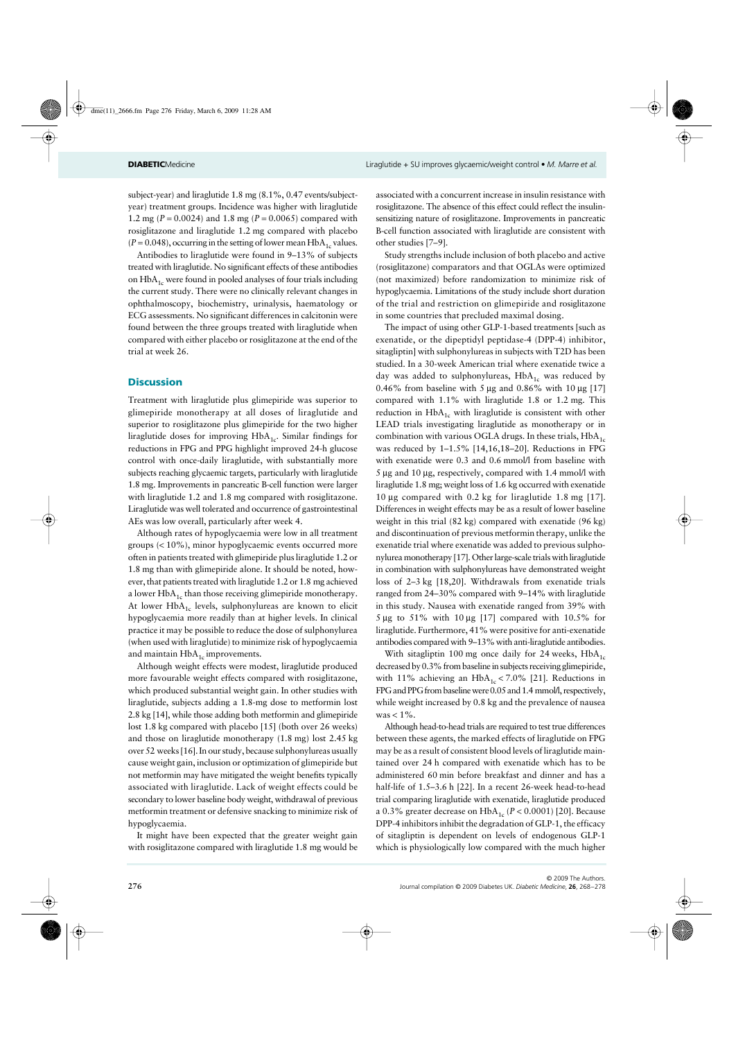subject-year) and liraglutide 1.8 mg (8.1%, 0.47 events/subject-year) treatment groups. Incidence was higher with liraglutide 1.2 mg ($P = 0.0024$) and 1.8 mg ($P = 0.0065$) compared with rosiglitazone and liraglutide 1.2 mg compared with placebo ($P = 0.048$), occurring in the setting of lower mean $HbA_{1c}$ values.

Antibodies to liraglutide were found in 9–13% of subjects treated with liraglutide. No significant effects of these antibodies on $HbA_{1c}$ were found in pooled analyses of four trials including the current study. There were no clinically relevant changes in ophthalmoscopy, biochemistry, urinalysis, haematology or ECG assessments. No significant differences in calcitonin were found between the three groups treated with liraglutide when compared with either placebo or rosiglitazone at the end of the trial at week 26.

## Discussion

Treatment with liraglutide plus glimepiride was superior to glimepiride monotherapy at all doses of liraglutide and superior to rosiglitazone plus glimepiride for the two higher liraglutide doses for improving $HbA_{1c}$. Similar findings for reductions in FPG and PPG highlight improved 24-h glucose control with once-daily liraglutide, with substantially more subjects reaching glycaemic targets, particularly with liraglutide 1.8 mg. Improvements in pancreatic B-cell function were larger with liraglutide 1.2 and 1.8 mg compared with rosiglitazone. Liraglutide was well tolerated and occurrence of gastrointestinal AEs was low overall, particularly after week 4.

Although rates of hypoglycaemia were low in all treatment groups (< 10%), minor hypoglycaemic events occurred more often in patients treated with glimepiride plus liraglutide 1.2 or 1.8 mg than with glimepiride alone. It should be noted, however, that patients treated with liraglutide 1.2 or 1.8 mg achieved a lower $HbA_{1c}$ than those receiving glimepiride monotherapy. At lower $HbA_{1c}$ levels, sulphonylureas are known to elicit hypoglycaemia more readily than at higher levels. In clinical practice it may be possible to reduce the dose of sulphonylurea (when used with liraglutide) to minimize risk of hypoglycaemia and maintain $HbA_{1c}$ improvements.

Although weight effects were modest, liraglutide produced more favourable weight effects compared with rosiglitazone, which produced substantial weight gain. In other studies with liraglutide, subjects adding a 1.8-mg dose to metformin lost 2.8 kg [14], while those adding both metformin and glimepiride lost 1.8 kg compared with placebo [15] (both over 26 weeks) and those on liraglutide monotherapy (1.8 mg) lost 2.45 kg over 52 weeks [16]. In our study, because sulphonylureas usually cause weight gain, inclusion or optimization of glimepiride but not metformin may have mitigated the weight benefits typically associated with liraglutide. Lack of weight effects could be secondary to lower baseline body weight, withdrawal of previous metformin treatment or defensive snacking to minimize risk of hypoglycaemia.

It might have been expected that the greater weight gain with rosiglitazone compared with liraglutide 1.8 mg would be associated with a concurrent increase in insulin resistance with rosiglitazone. The absence of this effect could reflect the insulin-sensitizing nature of rosiglitazone. Improvements in pancreatic B-cell function associated with liraglutide are consistent with other studies [7–9].

Study strengths include inclusion of both placebo and active (rosiglitazone) comparators and that OGLAs were optimized (not maximized) before randomization to minimize risk of hypoglycaemia. Limitations of the study include short duration of the trial and restriction on glimepiride and rosiglitazone in some countries that precluded maximal dosing.

The impact of using other GLP-1-based treatments [such as exenatide, or the dipeptidyl peptidase-4 (DPP-4) inhibitor, sitagliptin] with sulphonylureas in subjects with T2D has been studied. In a 30-week American trial where exenatide twice a day was added to sulphonylureas, $HbA_{1c}$ was reduced by 0.46% from baseline with 5 μg and 0.86% with 10 μg [17] compared with 1.1% with liraglutide 1.8 or 1.2 mg. This reduction in $HbA_{1c}$ with liraglutide is consistent with other LEAD trials investigating liraglutide as monotherapy or in combination with various OGLA drugs. In these trials, $HbA_{1c}$ was reduced by 1–1.5% [14,16,18–20]. Reductions in FPG with exenatide were 0.3 and 0.6 mmol/l from baseline with 5 μg and 10 μg, respectively, compared with 1.4 mmol/l with liraglutide 1.8 mg; weight loss of 1.6 kg occurred with exenatide 10 μg compared with 0.2 kg for liraglutide 1.8 mg [17]. Differences in weight effects may be as a result of lower baseline weight in this trial (82 kg) compared with exenatide (96 kg) and discontinuation of previous metformin therapy, unlike the exenatide trial where exenatide was added to previous sulphonylurea monotherapy [17]. Other large-scale trials with liraglutide in combination with sulphonylureas have demonstrated weight loss of 2–3 kg [18,20]. Withdrawals from exenatide trials ranged from 24–30% compared with 9–14% with liraglutide in this study. Nausea with exenatide ranged from 39% with 5 μg to 51% with 10 μg [17] compared with 10.5% for liraglutide. Furthermore, 41% were positive for anti-exenatide antibodies compared with 9–13% with anti-liraglutide antibodies.

With sitagliptin 100 mg once daily for 24 weeks, $HbA_{1c}$ decreased by 0.3% from baseline in subjects receiving glimepiride, with 11% achieving an $HbA_{1c}$ < 7.0% [21]. Reductions in FPG and PPG from baseline were 0.05 and 1.4 mmol/l, respectively, while weight increased by 0.8 kg and the prevalence of nausea was < 1%.

Although head-to-head trials are required to test true differences between these agents, the marked effects of liraglutide on FPG may be as a result of consistent blood levels of liraglutide maintained over 24 h compared with exenatide which has to be administered 60 min before breakfast and dinner and has a half-life of 1.5–3.6 h [22]. In a recent 26-week head-to-head trial comparing liraglutide with exenatide, liraglutide produced a 0.3% greater decrease on $HbA_{1c}$ ($P < 0.0001$) [20]. Because DPP-4 inhibitors inhibit the degradation of GLP-1, the efficacy of sitagliptin is dependent on levels of endogenous GLP-1 which is physiologically low compared with the much higher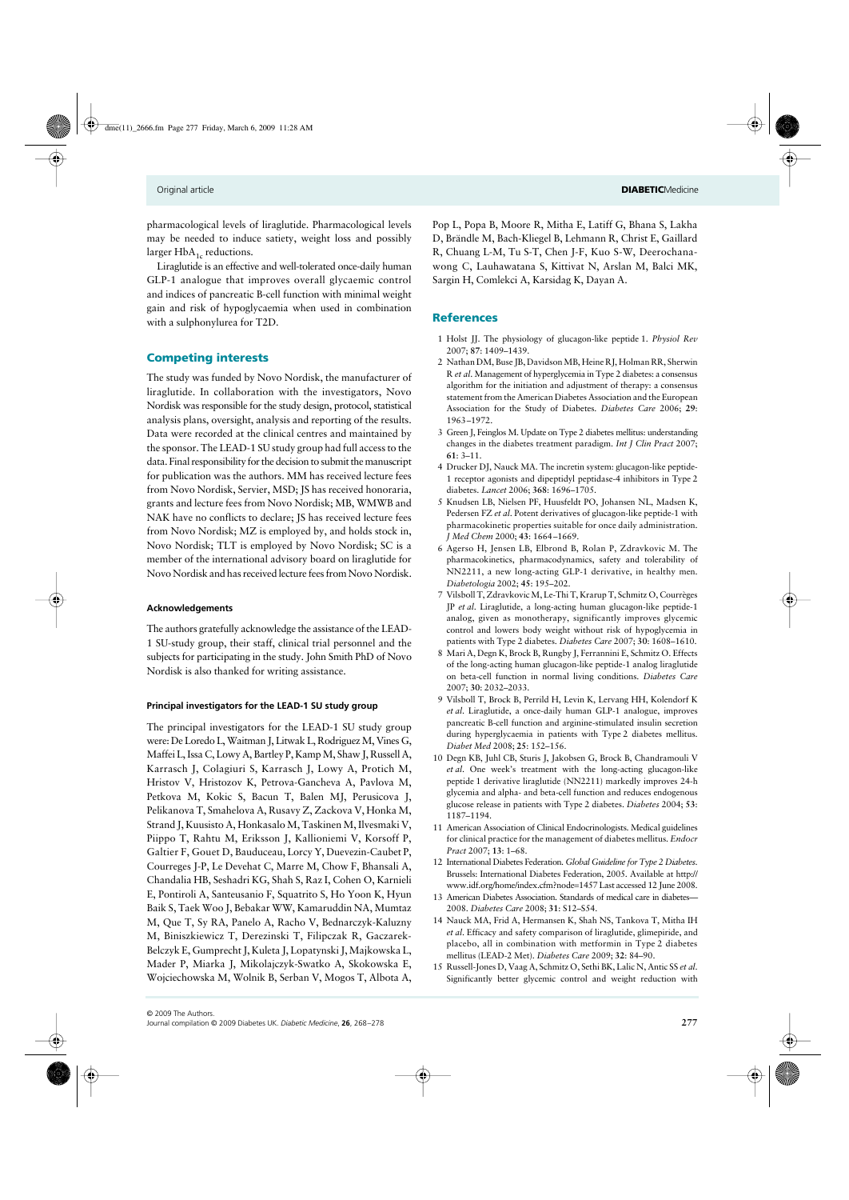pharmacological levels of liraglutide. Pharmacological levels may be needed to induce satiety, weight loss and possibly larger $HbA_{1c}$ reductions.

Liraglutide is an effective and well-tolerated once-daily human GLP-1 analogue that improves overall glycaemic control and indices of pancreatic B-cell function with minimal weight gain and risk of hypoglycaemia when used in combination with a sulphonylurea for T2D.

## Competing interests

The study was funded by Novo Nordisk, the manufacturer of liraglutide. In collaboration with the investigators, Novo Nordisk was responsible for the study design, protocol, statistical analysis plans, oversight, analysis and reporting of the results. Data were recorded at the clinical centres and maintained by the sponsor. The LEAD-1 SU study group had full access to the data. Final responsibility for the decision to submit the manuscript for publication was the authors. MM has received lecture fees from Novo Nordisk, Servier, MSD; JS has received honoraria, grants and lecture fees from Novo Nordisk; MB, WMWB and NAK have no conflicts to declare; JS has received lecture fees from Novo Nordisk; MZ is employed by, and holds stock in, Novo Nordisk; TLT is employed by Novo Nordisk; SC is a member of the international advisory board on liraglutide for Novo Nordisk and has received lecture fees from Novo Nordisk.

### Acknowledgements

The authors gratefully acknowledge the assistance of the LEAD-1 SU-study group, their staff, clinical trial personnel and the subjects for participating in the study. John Smith PhD of Novo Nordisk is also thanked for writing assistance.

### Principal investigators for the LEAD-1 SU study group

The principal investigators for the LEAD-1 SU study group were: De Loredo L, Waitman J, Litwak L, Rodriguez M, Vines G, Maffei L, Issa C, Lowy A, Bartley P, Kamp M, Shaw J, Russell A, Karrasch J, Colagiuri S, Karrasch J, Lowy A, Protich M, Hristov V, Hristozov K, Petrova-Gancheva A, Pavlova M, Petkova M, Kokic S, Bacun T, Balen MJ, Perusicova J, Pelikanova T, Smahelova A, Rusavy Z, Zackova V, Honka M, Strand J, Kuusisto A, Honkasalo M, Taskinen M, Ilvesmaki V, Piippo T, Rahtu M, Eriksson J, Kallioniemi V, Korsoff P, Galtier F, Gouet D, Bauduceau, Lorcy Y, Duevezin-Caubet P, Courreges J-P, Le Devehat C, Marre M, Chow F, Bhansali A, Chandalia HB, Seshadri KG, Shah S, Raz I, Cohen O, Karnieli E, Pontiroli A, Santeusanio F, Squatrito S, Ho Yoon K, Hyun Baik S, Taek Woo J, Bebakar WW, Kamaruddin NA, Mumtaz M, Que T, Sy RA, Panelo A, Racho V, Bednarczyk-Kaluzny M, Biniszkiewicz T, Derezinski T, Filipczak R, Gaczarek-Belczyk E, Gumprecht J, Kuleta J, Lopatynski J, Majkowska L, Mader P, Miarka J, Mikolajczyk-Swatko A, Skokowska E, Wojciechowska M, Wolnik B, Serban V, Mogos T, Albota A, Pop L, Popa B, Moore R, Mitha E, Latiff G, Bhana S, Lakha D, Brändle M, Bach-Kliegel B, Lehmann R, Christ E, Gaillard R, Chuang L-M, Tu S-T, Chen J-F, Kuo S-W, Deerochanawong C, Lauhawatana S, Kittivat N, Arslan M, Balci MK, Sargin H, Comlekci A, Karsidag K, Dayan A.

## References

1 Holst JJ. The physiology of glucagon-like peptide 1. *Physiol Rev* 2007; **87**: 1409–1439.

2 Nathan DM, Buse JB, Davidson MB, Heine RJ, Holman RR, Sherwin R *et al*. Management of hyperglycemia in Type 2 diabetes: a consensus algorithm for the initiation and adjustment of therapy: a consensus statement from the American Diabetes Association and the European Association for the Study of Diabetes. *Diabetes Care* 2006; **29**: 1963–1972.

3 Green J, Feinglos M. Update on Type 2 diabetes mellitus: understanding changes in the diabetes treatment paradigm. *Int J Clin Pract* 2007; **61**: 3–11.

4 Drucker DJ, Nauck MA. The incretin system: glucagon-like peptide-1 receptor agonists and dipeptidyl peptidase-4 inhibitors in Type 2 diabetes. *Lancet* 2006; **368**: 1696–1705.

5 Knudsen LB, Nielsen PF, Huusfeldt PO, Johansen NL, Madsen K, Pedersen FZ *et al*. Potent derivatives of glucagon-like peptide-1 with pharmacokinetic properties suitable for once daily administration. *J Med Chem* 2000; **43**: 1664–1669.

6 Agerso H, Jensen LB, Elbrond B, Rolan P, Zdravkovic M. The pharmacokinetics, pharmacodynamics, safety and tolerability of NN2211, a new long-acting GLP-1 derivative, in healthy men. *Diabetologia* 2002; **45**: 195–202.

7 Vilsboll T, Zdravkovic M, Le-Thi T, Krarup T, Schmitz O, Courrèges JP *et al*. Liraglutide, a long-acting human glucagon-like peptide-1 analog, given as monotherapy, significantly improves glycemic control and lowers body weight without risk of hypoglycemia in patients with Type 2 diabetes. *Diabetes Care* 2007; **30**: 1608–1610.

8 Mari A, Degn K, Brock B, Rungby J, Ferrannini E, Schmitz O. Effects of the long-acting human glucagon-like peptide-1 analog liraglutide on beta-cell function in normal living conditions. *Diabetes Care* 2007; **30**: 2032–2033.

9 Vilsboll T, Brock B, Perrild H, Levin K, Lervang HH, Kolendorf K *et al*. Liraglutide, a once-daily human GLP-1 analogue, improves pancreatic B-cell function and arginine-stimulated insulin secretion during hyperglycaemia in patients with Type 2 diabetes mellitus. *Diabet Med* 2008; **25**: 152–156.

10 Degn KB, Juhl CB, Sturis J, Jakobsen G, Brock B, Chandramouli V *et al*. One week's treatment with the long-acting glucagon-like peptide 1 derivative liraglutide (NN2211) markedly improves 24-h glycemia and alpha- and beta-cell function and reduces endogenous glucose release in patients with Type 2 diabetes. *Diabetes* 2004; **53**: 1187–1194.

11 American Association of Clinical Endocrinologists. Medical guidelines for clinical practice for the management of diabetes mellitus. *Endocr Pract* 2007; **13**: 1–68.

12 International Diabetes Federation. *Global Guideline for Type 2 Diabetes*. Brussels: International Diabetes Federation, 2005. Available at http://www.idf.org/home/index.cfm?node=1457 Last accessed 12 June 2008.

13 American Diabetes Association. Standards of medical care in diabetes—2008. *Diabetes Care* 2008; **31**: S12–S54.

14 Nauck MA, Frid A, Hermansen K, Shah NS, Tankova T, Mitha IH *et al*. Efficacy and safety comparison of liraglutide, glimepiride, and placebo, all in combination with metformin in Type 2 diabetes mellitus (LEAD-2 Met). *Diabetes Care* 2009; **32**: 84–90.

15 Russell-Jones D, Vaag A, Schmitz O, Sethi BK, Lalic N, Antic SS *et al*. Significantly better glycemic control and weight reduction with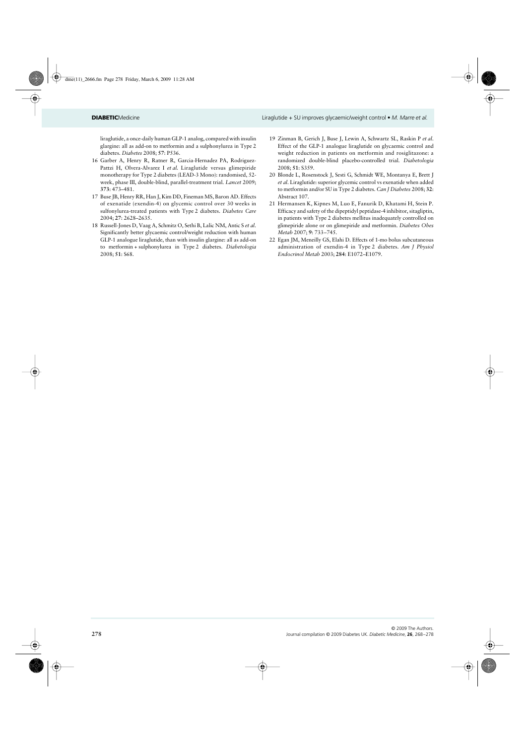liraglutide, a once-daily human GLP-1 analog, compared with insulin glargine: all as add-on to metformin and a sulphonylurea in Type 2 diabetes. *Diabetes* 2008; **57**: P536.

16 Garber A, Henry R, Ratner R, Garcia-Hernadez PA, Rodriguez-Pattzi H, Olvera-Alvarez I *et al*. Liraglutide versus glimepiride monotherapy for Type 2 diabetes (LEAD-3 Mono): randomised, 52-week, phase III, double-blind, parallel-treatment trial. *Lancet* 2009; **373**: 473–481.

17 Buse JB, Henry RR, Han J, Kim DD, Fineman MS, Baron AD. Effects of exenatide (exendin-4) on glycemic control over 30 weeks in sulfonylurea-treated patients with Type 2 diabetes. *Diabetes Care* 2004; **27**: 2628–2635.

18 Russell-Jones D, Vaag A, Schmitz O, Sethi B, Lalic NM, Antic S *et al*. Significantly better glycaemic control/weight reduction with human GLP-1 analogue liraglutide, than with insulin glargine: all as add-on to metformin + sulphonylurea in Type 2 diabetes. *Diabetologia* 2008; **51**: S68.

19 Zinman B, Gerich J, Buse J, Lewin A, Schwartz SL, Raskin P *et al*. Effect of the GLP-1 analogue liraglutide on glycaemic control and weight reduction in patients on metformin and rosiglitazone: a randomized double-blind placebo-controlled trial. *Diabetologia* 2008; **51**: S359.

20 Blonde L, Rosenstock J, Sesti G, Schmidt WE, Montanya E, Brett J *et al*. Liraglutide: superior glycemic control vs exenatide when added to metformin and/or SU in Type 2 diabetes. *Can J Diabetes* 2008; **32**: Abstract 107.

21 Hermansen K, Kipnes M, Luo E, Fanurik D, Khatami H, Stein P. Efficacy and safety of the dipeptidyl peptidase-4 inhibitor, sitagliptin, in patients with Type 2 diabetes mellitus inadequately controlled on glimepiride alone or on glimepiride and metformin. *Diabetes Obes Metab* 2007; **9**: 733–745.

22 Egan JM, Meneilly GS, Elahi D. Effects of 1-mo bolus subcutaneous administration of exendin-4 in Type 2 diabetes. *Am J Physiol Endocrinol Metab* 2003; **284**: E1072–E1079.